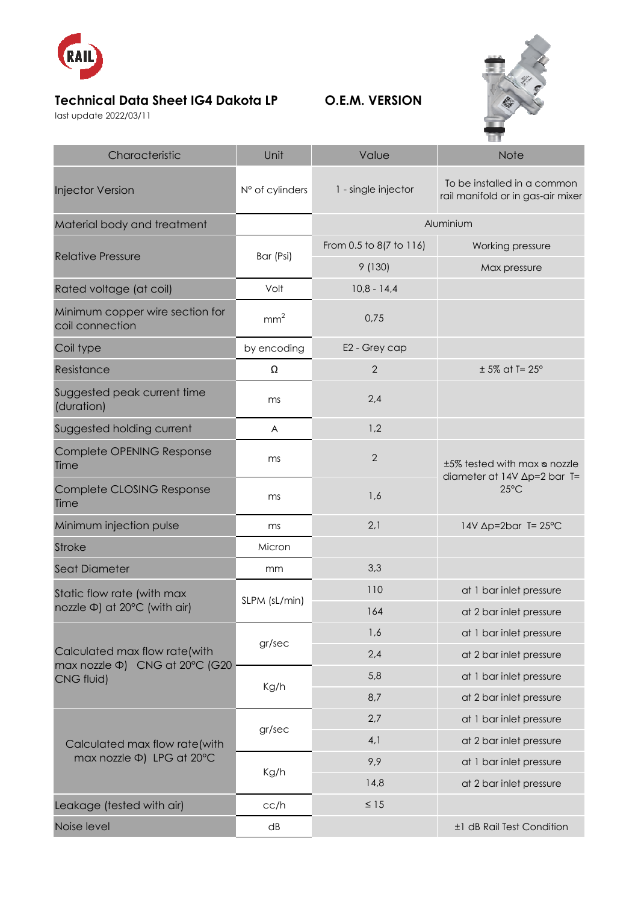RAIL

# Technical Data Sheet IG4 Dakota LP

**O.E.M. VERSION**

last update 2022/03/11

| Characteristic | Unit | Value | Note |
|---|---|---|---|
| Injector Version | N° of cylinders | 1 - single injector | To be installed in a common rail manifold or in gas-air mixer |
| Material body and treatment | | Aluminium | |
| Relative Pressure | Bar (Psi) | From 0.5 to 8(7 to 116) | Working pressure |
| | | 9 (130) | Max pressure |
| Rated voltage (at coil) | Volt | 10,8 - 14,4 | |
| Minimum copper wire section for coil connection | $mm^2$ | 0,75 | |
| Coil type | by encoding | E2 - Grey cap | |
| Resistance | Ω | 2 | ± 5% at T= 25° |
| Suggested peak current time (duration) | ms | 2,4 | |
| Suggested holding current | A | 1,2 | |
| Complete OPENING Response Time | ms | 2 | ±5% tested with max ⌀ nozzle diameter at 14V Δp=2 bar T= 25°C |
| Complete CLOSING Response Time | ms | 1,6 | |
| Minimum injection pulse | ms | 2,1 | 14V Δp=2bar T= 25°C |
| Stroke | Micron | | |
| Seat Diameter | mm | 3,3 | |
| Static flow rate (with max nozzle Φ) at 20°C (with air) | SLPM (sL/min) | 110 | at 1 bar inlet pressure |
| | | 164 | at 2 bar inlet pressure |
| Calculated max flow rate(with max nozzle Φ) CNG at 20°C (G20 CNG fluid) | gr/sec | 1,6 | at 1 bar inlet pressure |
| | | 2,4 | at 2 bar inlet pressure |
| | Kg/h | 5,8 | at 1 bar inlet pressure |
| | | 8,7 | at 2 bar inlet pressure |
| Calculated max flow rate(with max nozzle Φ) LPG at 20°C | gr/sec | 2,7 | at 1 bar inlet pressure |
| | | 4,1 | at 2 bar inlet pressure |
| | Kg/h | 9,9 | at 1 bar inlet pressure |
| | | 14,8 | at 2 bar inlet pressure |
| Leakage (tested with air) | cc/h | ≤ 15 | |
| Noise level | dB | | ±1 dB Rail Test Condition |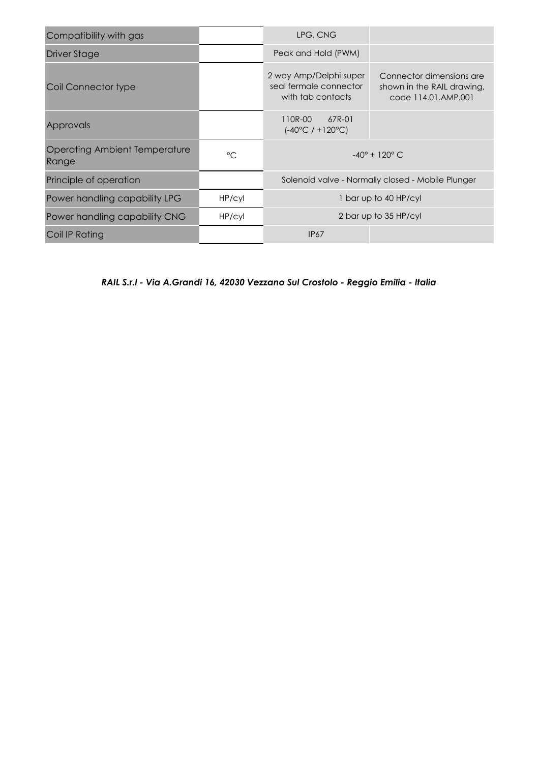| | | | |
|---|---|---|---|
| Compatibility with gas | | LPG, CNG | |
| Driver Stage | | Peak and Hold (PWM) | |
| Coil Connector type | | 2 way Amp/Delphi super seal fermale connector with tab contacts | Connector dimensions are shown in the RAIL drawing, code 114.01.AMP.001 |
| Approvals | | 110R-00 67R-01 (-40°C / +120°C) | |
| Operating Ambient Temperature Range | °C | -40° + 120° C | |
| Principle of operation | | Solenoid valve - Normally closed - Mobile Plunger | |
| Power handling capability LPG | HP/cyl | 1 bar up to 40 HP/cyl | |
| Power handling capability CNG | HP/cyl | 2 bar up to 35 HP/cyl | |
| Coil IP Rating | | IP67 | |

***RAIL S.r.l - Via A.Grandi 16, 42030 Vezzano Sul Crostolo - Reggio Emilia - Italia***